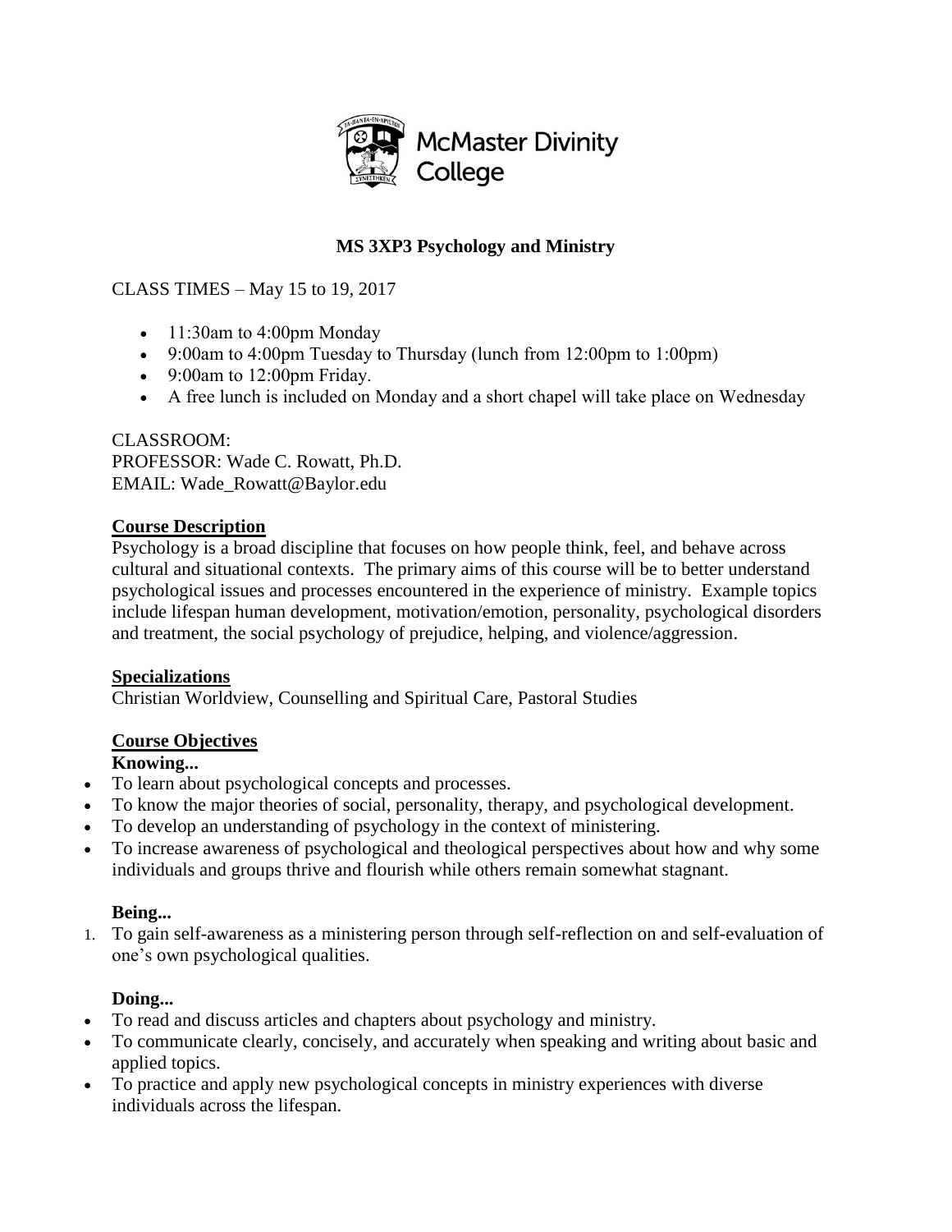McMaster Divinity College

# MS 3XP3 Psychology and Ministry

CLASS TIMES – May 15 to 19, 2017

- 11:30am to 4:00pm Monday
- 9:00am to 4:00pm Tuesday to Thursday (lunch from 12:00pm to 1:00pm)
- 9:00am to 12:00pm Friday.
- A free lunch is included on Monday and a short chapel will take place on Wednesday

CLASSROOM:
PROFESSOR: Wade C. Rowatt, Ph.D.
EMAIL: Wade_Rowatt@Baylor.edu

## Course Description

Psychology is a broad discipline that focuses on how people think, feel, and behave across cultural and situational contexts. The primary aims of this course will be to better understand psychological issues and processes encountered in the experience of ministry. Example topics include lifespan human development, motivation/emotion, personality, psychological disorders and treatment, the social psychology of prejudice, helping, and violence/aggression.

## Specializations

Christian Worldview, Counselling and Spiritual Care, Pastoral Studies

## Course Objectives

### Knowing...

- To learn about psychological concepts and processes.
- To know the major theories of social, personality, therapy, and psychological development.
- To develop an understanding of psychology in the context of ministering.
- To increase awareness of psychological and theological perspectives about how and why some individuals and groups thrive and flourish while others remain somewhat stagnant.

### Being...

1. To gain self-awareness as a ministering person through self-reflection on and self-evaluation of one's own psychological qualities.

### Doing...

- To read and discuss articles and chapters about psychology and ministry.
- To communicate clearly, concisely, and accurately when speaking and writing about basic and applied topics.
- To practice and apply new psychological concepts in ministry experiences with diverse individuals across the lifespan.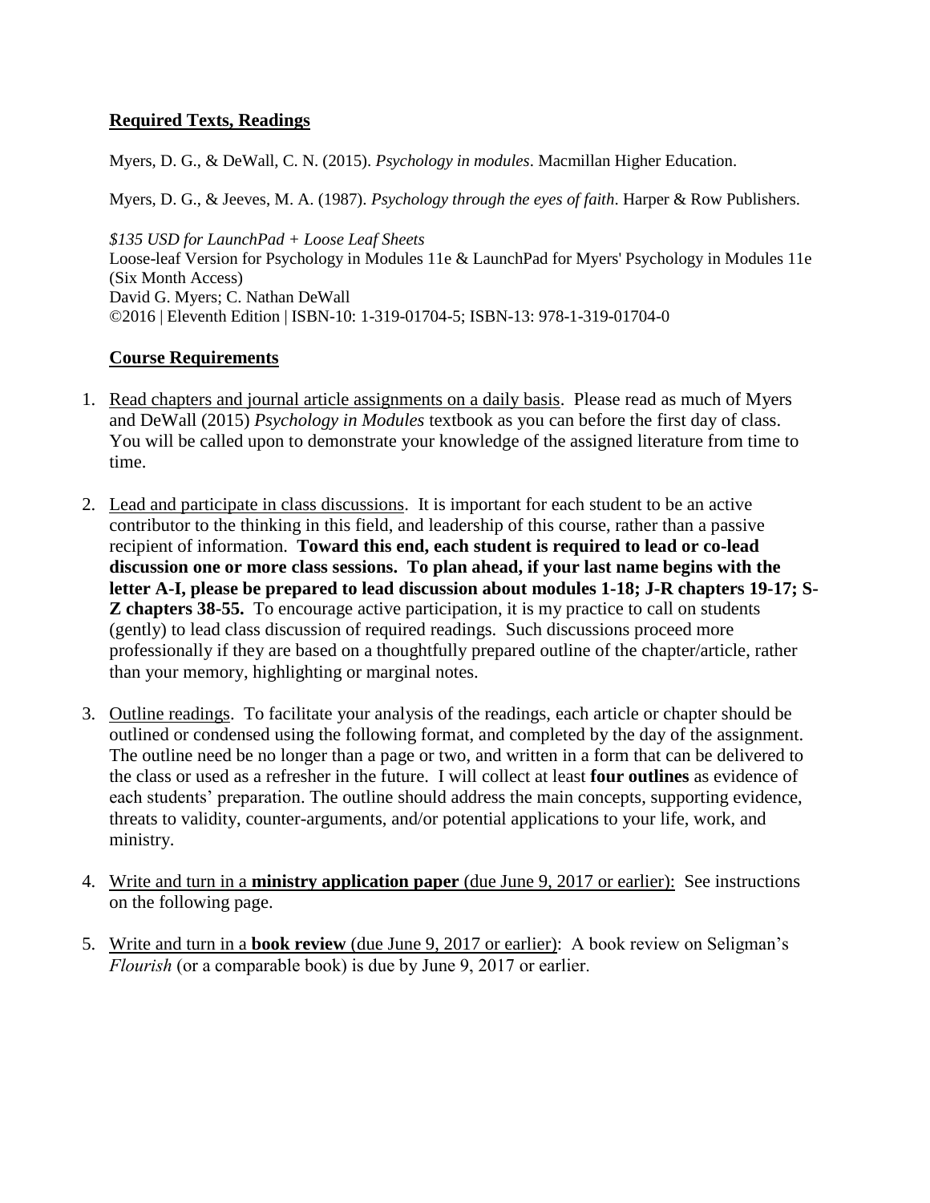## Required Texts, Readings

Myers, D. G., & DeWall, C. N. (2015). *Psychology in modules*. Macmillan Higher Education.

Myers, D. G., & Jeeves, M. A. (1987). *Psychology through the eyes of faith*. Harper & Row Publishers.

*$135 USD for LaunchPad + Loose Leaf Sheets*
Loose-leaf Version for Psychology in Modules 11e & LaunchPad for Myers' Psychology in Modules 11e (Six Month Access)
David G. Myers; C. Nathan DeWall
©2016 | Eleventh Edition | ISBN-10: 1-319-01704-5; ISBN-13: 978-1-319-01704-0

## Course Requirements

1. Read chapters and journal article assignments on a daily basis. Please read as much of Myers and DeWall (2015) *Psychology in Modules* textbook as you can before the first day of class. You will be called upon to demonstrate your knowledge of the assigned literature from time to time.

2. Lead and participate in class discussions. It is important for each student to be an active contributor to the thinking in this field, and leadership of this course, rather than a passive recipient of information. **Toward this end, each student is required to lead or co-lead discussion one or more class sessions. To plan ahead, if your last name begins with the letter A-I, please be prepared to lead discussion about modules 1-18; J-R chapters 19-17; S-Z chapters 38-55.** To encourage active participation, it is my practice to call on students (gently) to lead class discussion of required readings. Such discussions proceed more professionally if they are based on a thoughtfully prepared outline of the chapter/article, rather than your memory, highlighting or marginal notes.

3. Outline readings. To facilitate your analysis of the readings, each article or chapter should be outlined or condensed using the following format, and completed by the day of the assignment. The outline need be no longer than a page or two, and written in a form that can be delivered to the class or used as a refresher in the future. I will collect at least **four outlines** as evidence of each students' preparation. The outline should address the main concepts, supporting evidence, threats to validity, counter-arguments, and/or potential applications to your life, work, and ministry.

4. Write and turn in a **ministry application paper** (due June 9, 2017 or earlier): See instructions on the following page.

5. Write and turn in a **book review** (due June 9, 2017 or earlier): A book review on Seligman's *Flourish* (or a comparable book) is due by June 9, 2017 or earlier.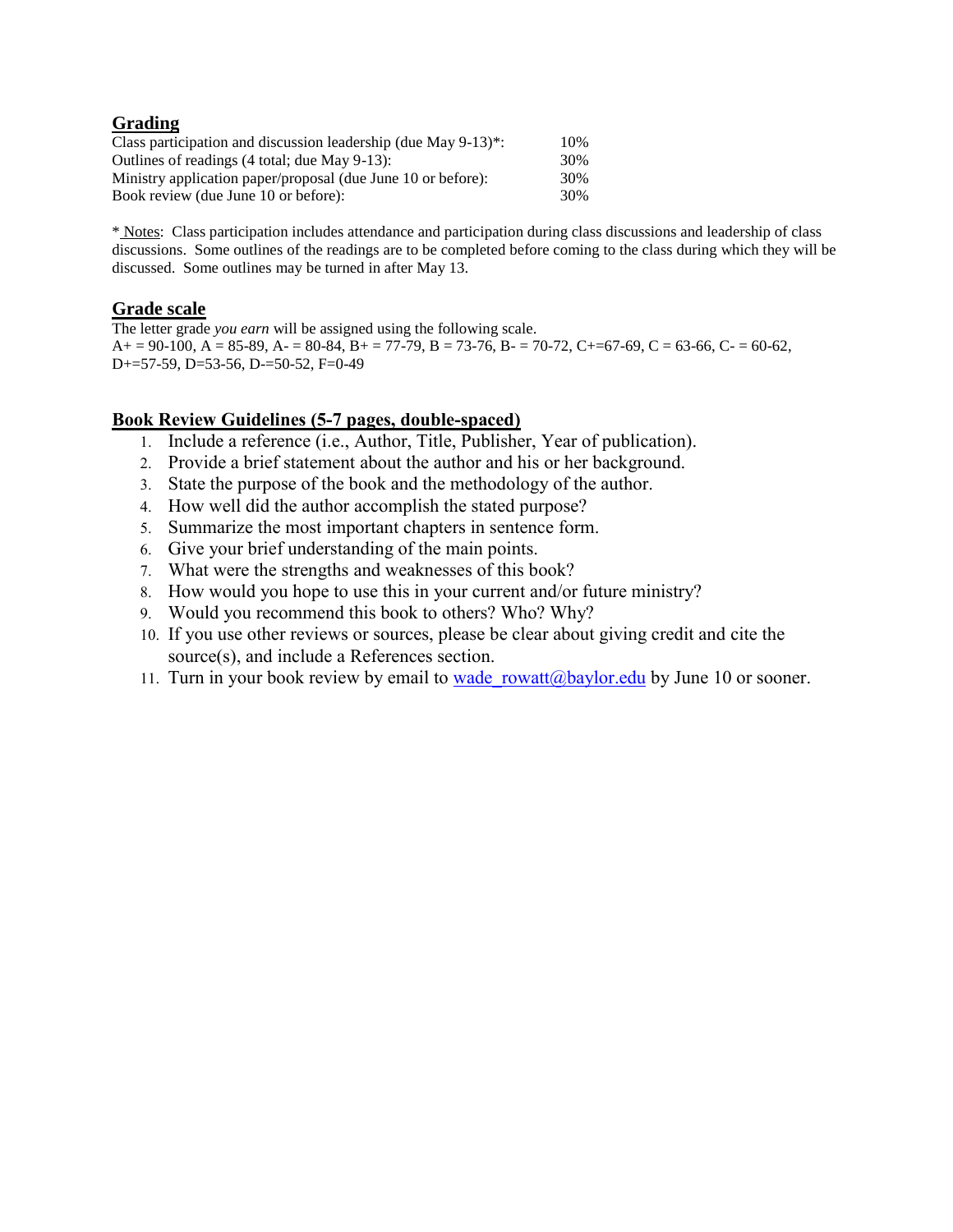## Grading

| | |
|---|---|
| Class participation and discussion leadership (due May 9-13)*: | 10% |
| Outlines of readings (4 total; due May 9-13): | 30% |
| Ministry application paper/proposal (due June 10 or before): | 30% |
| Book review (due June 10 or before): | 30% |

* Notes: Class participation includes attendance and participation during class discussions and leadership of class discussions. Some outlines of the readings are to be completed before coming to the class during which they will be discussed. Some outlines may be turned in after May 13.

## Grade scale

The letter grade *you earn* will be assigned using the following scale.
A+ = 90-100, A = 85-89, A- = 80-84, B+ = 77-79, B = 73-76, B- = 70-72, C+=67-69, C = 63-66, C- = 60-62, D+=57-59, D=53-56, D-=50-52, F=0-49

## Book Review Guidelines (5-7 pages, double-spaced)

1. Include a reference (i.e., Author, Title, Publisher, Year of publication).
2. Provide a brief statement about the author and his or her background.
3. State the purpose of the book and the methodology of the author.
4. How well did the author accomplish the stated purpose?
5. Summarize the most important chapters in sentence form.
6. Give your brief understanding of the main points.
7. What were the strengths and weaknesses of this book?
8. How would you hope to use this in your current and/or future ministry?
9. Would you recommend this book to others? Who? Why?
10. If you use other reviews or sources, please be clear about giving credit and cite the source(s), and include a References section.
11. Turn in your book review by email to wade_rowatt@baylor.edu by June 10 or sooner.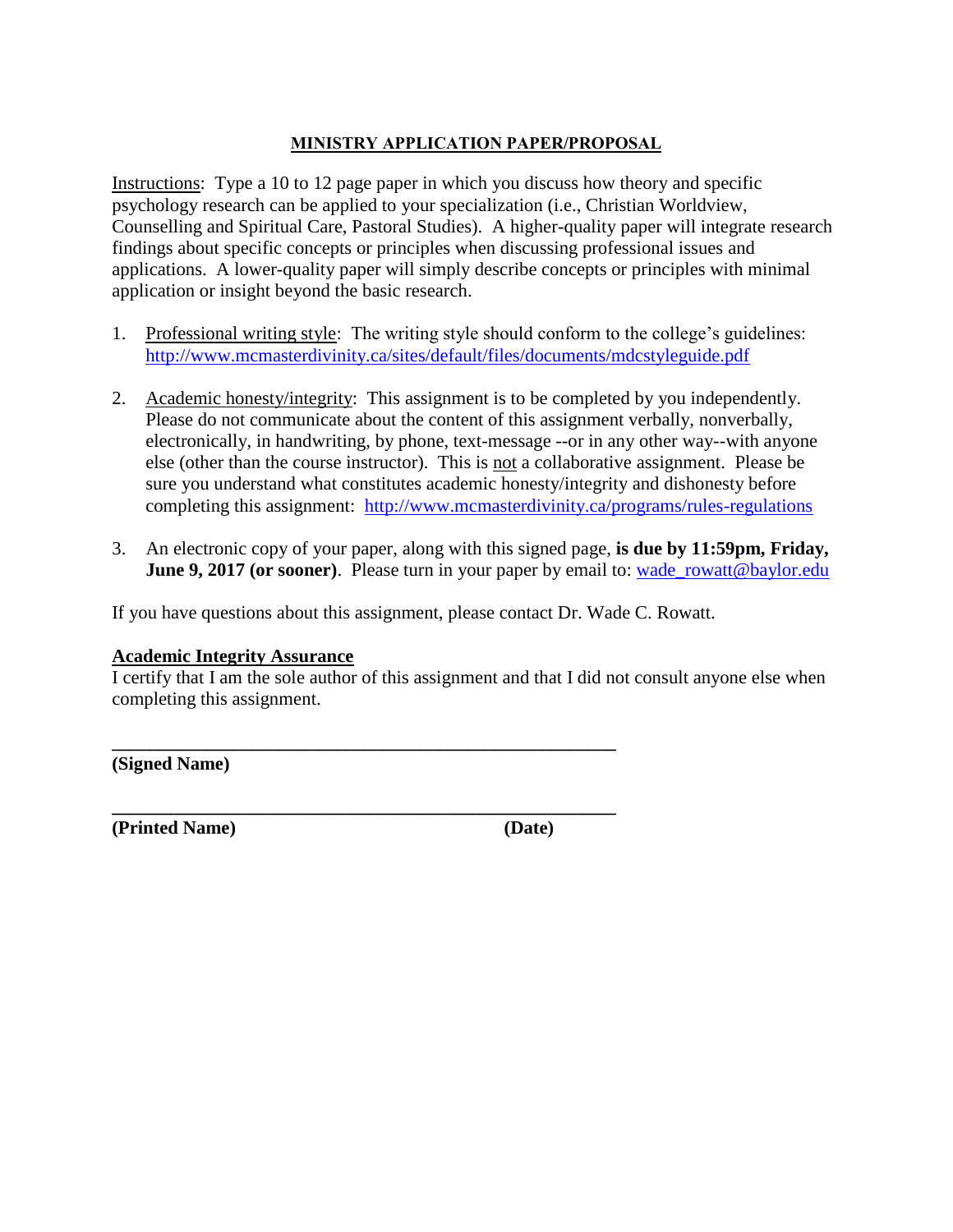## MINISTRY APPLICATION PAPER/PROPOSAL

Instructions: Type a 10 to 12 page paper in which you discuss how theory and specific psychology research can be applied to your specialization (i.e., Christian Worldview, Counselling and Spiritual Care, Pastoral Studies). A higher-quality paper will integrate research findings about specific concepts or principles when discussing professional issues and applications. A lower-quality paper will simply describe concepts or principles with minimal application or insight beyond the basic research.

1. Professional writing style: The writing style should conform to the college's guidelines: http://www.mcmasterdivinity.ca/sites/default/files/documents/mdcstyleguide.pdf

2. Academic honesty/integrity: This assignment is to be completed by you independently. Please do not communicate about the content of this assignment verbally, nonverbally, electronically, in handwriting, by phone, text-message --or in any other way--with anyone else (other than the course instructor). This is not a collaborative assignment. Please be sure you understand what constitutes academic honesty/integrity and dishonesty before completing this assignment: http://www.mcmasterdivinity.ca/programs/rules-regulations

3. An electronic copy of your paper, along with this signed page, **is due by 11:59pm, Friday, June 9, 2017 (or sooner)**. Please turn in your paper by email to: wade_rowatt@baylor.edu

If you have questions about this assignment, please contact Dr. Wade C. Rowatt.

**Academic Integrity Assurance**

I certify that I am the sole author of this assignment and that I did not consult anyone else when completing this assignment.

\_\_\_\_\_\_\_\_\_\_\_\_\_\_\_\_\_\_\_\_\_\_\_\_\_\_\_\_\_\_\_\_\_\_\_\_\_\_\_\_\_\_\_\_\_\_\_\_\_\_\_\_

**(Signed Name)**

\_\_\_\_\_\_\_\_\_\_\_\_\_\_\_\_\_\_\_\_\_\_\_\_\_\_\_\_\_\_\_\_\_\_\_\_\_\_\_\_\_\_\_\_\_\_\_\_\_\_\_\_

**(Printed Name)** **(Date)**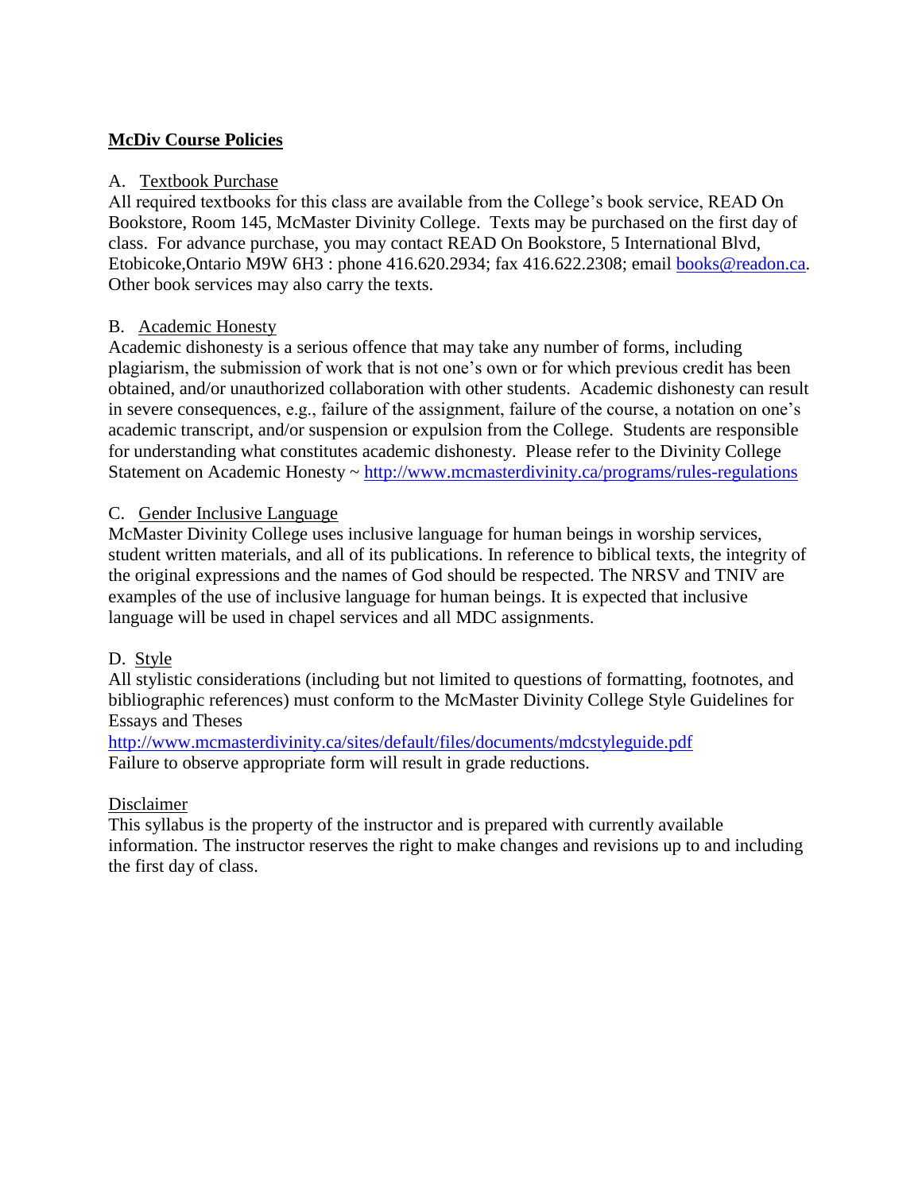## McDiv Course Policies

### A. Textbook Purchase

All required textbooks for this class are available from the College's book service, READ On Bookstore, Room 145, McMaster Divinity College. Texts may be purchased on the first day of class. For advance purchase, you may contact READ On Bookstore, 5 International Blvd, Etobicoke,Ontario M9W 6H3 : phone 416.620.2934; fax 416.622.2308; email [books@readon.ca](mailto:books@readon.ca). Other book services may also carry the texts.

### B. Academic Honesty

Academic dishonesty is a serious offence that may take any number of forms, including plagiarism, the submission of work that is not one's own or for which previous credit has been obtained, and/or unauthorized collaboration with other students. Academic dishonesty can result in severe consequences, e.g., failure of the assignment, failure of the course, a notation on one's academic transcript, and/or suspension or expulsion from the College. Students are responsible for understanding what constitutes academic dishonesty. Please refer to the Divinity College Statement on Academic Honesty ~ [http://www.mcmasterdivinity.ca/programs/rules-regulations](http://www.mcmasterdivinity.ca/programs/rules-regulations)

### C. Gender Inclusive Language

McMaster Divinity College uses inclusive language for human beings in worship services, student written materials, and all of its publications. In reference to biblical texts, the integrity of the original expressions and the names of God should be respected. The NRSV and TNIV are examples of the use of inclusive language for human beings. It is expected that inclusive language will be used in chapel services and all MDC assignments.

### D. Style

All stylistic considerations (including but not limited to questions of formatting, footnotes, and bibliographic references) must conform to the McMaster Divinity College Style Guidelines for Essays and Theses
[http://www.mcmasterdivinity.ca/sites/default/files/documents/mdcstyleguide.pdf](http://www.mcmasterdivinity.ca/sites/default/files/documents/mdcstyleguide.pdf)
Failure to observe appropriate form will result in grade reductions.

### Disclaimer

This syllabus is the property of the instructor and is prepared with currently available information. The instructor reserves the right to make changes and revisions up to and including the first day of class.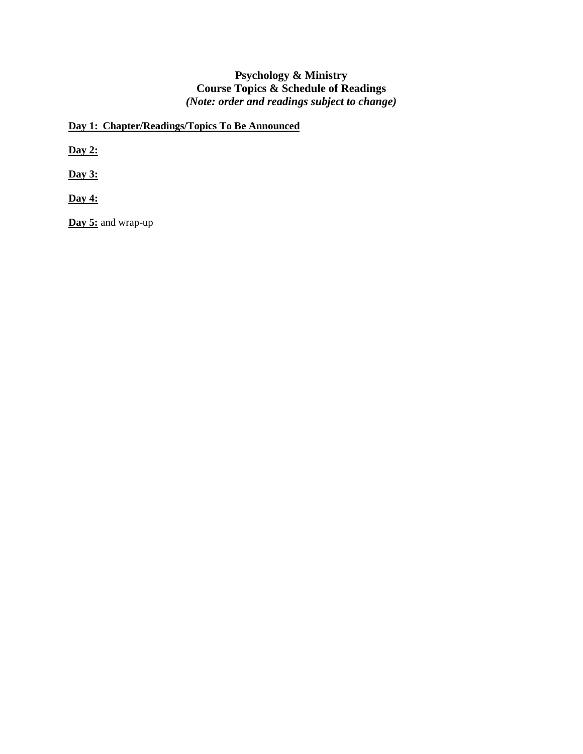**Psychology & Ministry**
**Course Topics & Schedule of Readings**
***(Note: order and readings subject to change)***

**Day 1: Chapter/Readings/Topics To Be Announced**

**Day 2:**

**Day 3:**

**Day 4:**

**Day 5:** and wrap-up